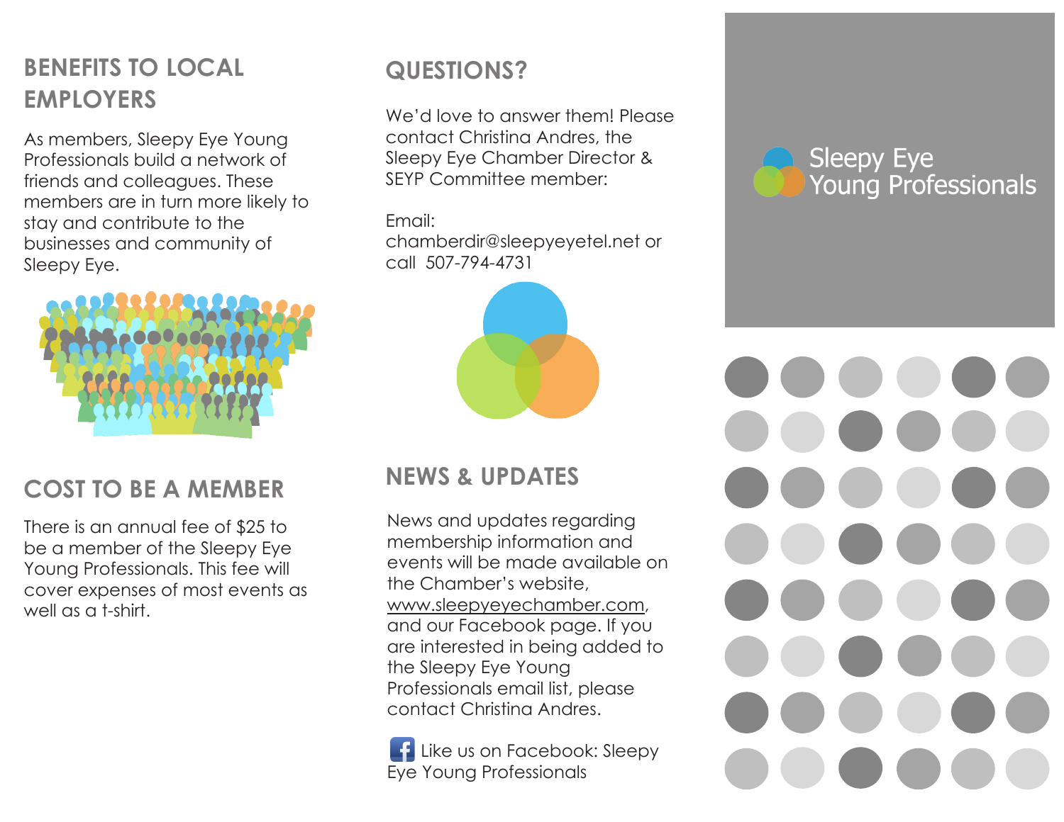## BENEFITS TO LOCAL EMPLOYERS

As members, Sleepy Eye Young Professionals build a network of friends and colleagues. These members are in turn more likely to stay and contribute to the businesses and community of Sleepy Eye.

## COST TO BE A MEMBER

There is an annual fee of $25 to be a member of the Sleepy Eye Young Professionals. This fee will cover expenses of most events as well as a t-shirt.

## QUESTIONS?

We'd love to answer them! Please contact Christina Andres, the Sleepy Eye Chamber Director & SEYP Committee member:

Email:
chamberdir@sleepyeyetel.net or call 507-794-4731

## NEWS & UPDATES

News and updates regarding membership information and events will be made available on the Chamber's website, www.sleepyeyechamber.com, and our Facebook page. If you are interested in being added to the Sleepy Eye Young Professionals email list, please contact Christina Andres.

Like us on Facebook: Sleepy Eye Young Professionals

# Sleepy Eye Young Professionals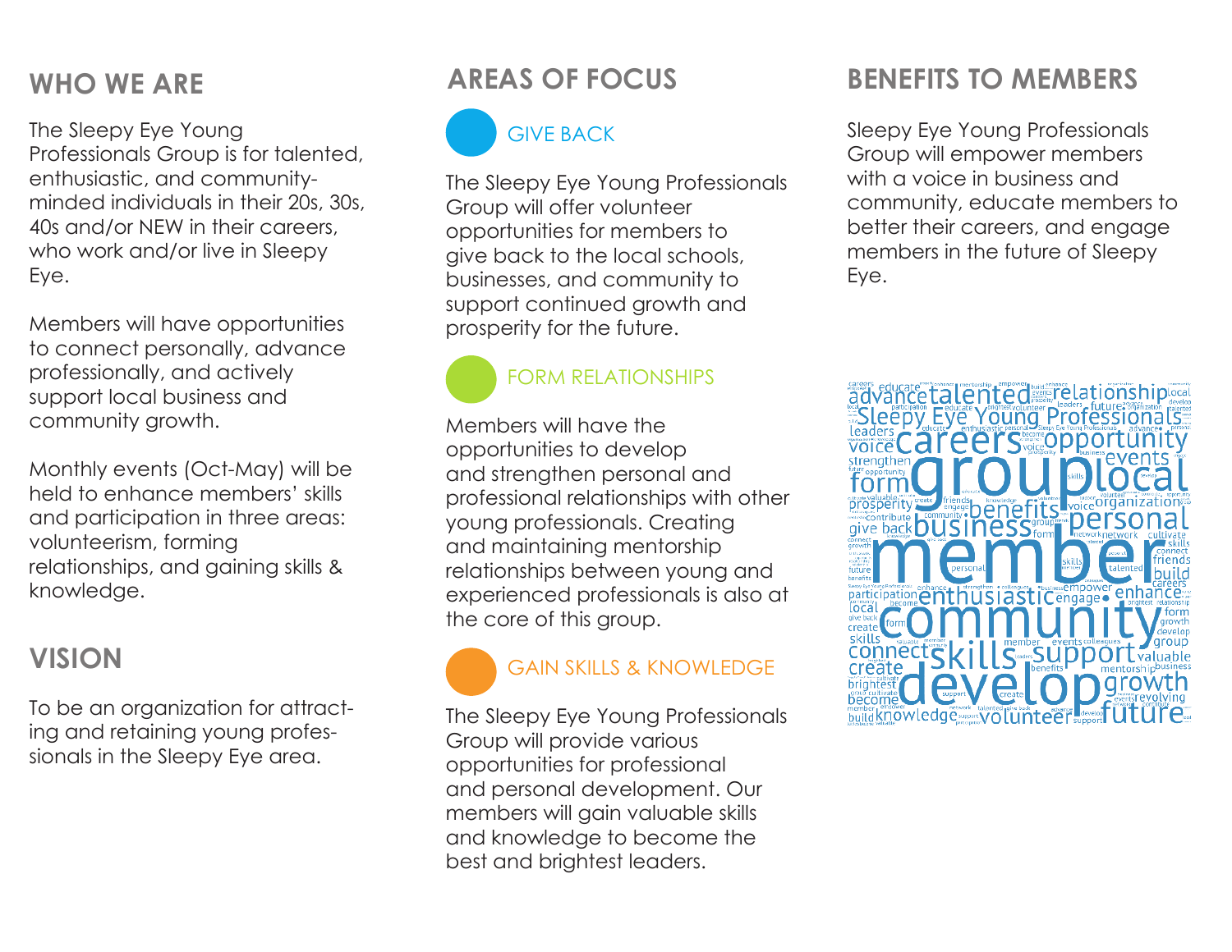## WHO WE ARE

The Sleepy Eye Young Professionals Group is for talented, enthusiastic, and community-minded individuals in their 20s, 30s, 40s and/or NEW in their careers, who work and/or live in Sleepy Eye.

Members will have opportunities to connect personally, advance professionally, and actively support local business and community growth.

Monthly events (Oct-May) will be held to enhance members' skills and participation in three areas: volunteerism, forming relationships, and gaining skills & knowledge.

## VISION

To be an organization for attracting and retaining young professionals in the Sleepy Eye area.

## AREAS OF FOCUS

### GIVE BACK

The Sleepy Eye Young Professionals Group will offer volunteer opportunities for members to give back to the local schools, businesses, and community to support continued growth and prosperity for the future.

### FORM RELATIONSHIPS

Members will have the opportunities to develop and strengthen personal and professional relationships with other young professionals. Creating and maintaining mentorship relationships between young and experienced professionals is also at the core of this group.

### GAIN SKILLS & KNOWLEDGE

The Sleepy Eye Young Professionals Group will provide various opportunities for professional and personal development. Our members will gain valuable skills and knowledge to become the best and brightest leaders.

## BENEFITS TO MEMBERS

Sleepy Eye Young Professionals Group will empower members with a voice in business and community, educate members to better their careers, and engage members in the future of Sleepy Eye.